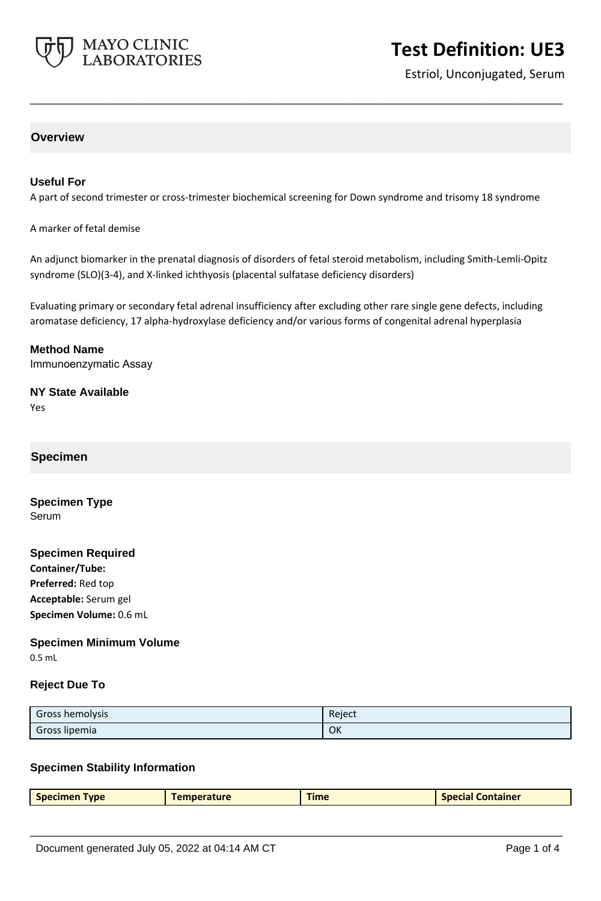# Test Definition: UE3

Estriol, Unconjugated, Serum

## Overview

### Useful For

A part of second trimester or cross-trimester biochemical screening for Down syndrome and trisomy 18 syndrome

A marker of fetal demise

An adjunct biomarker in the prenatal diagnosis of disorders of fetal steroid metabolism, including Smith-Lemli-Opitz syndrome (SLO)(3-4), and X-linked ichthyosis (placental sulfatase deficiency disorders)

Evaluating primary or secondary fetal adrenal insufficiency after excluding other rare single gene defects, including aromatase deficiency, 17 alpha-hydroxylase deficiency and/or various forms of congenital adrenal hyperplasia

### Method Name

Immunoenzymatic Assay

### NY State Available

Yes

## Specimen

### Specimen Type

Serum

### Specimen Required

**Container/Tube:**

**Preferred:** Red top

**Acceptable:** Serum gel

**Specimen Volume:** 0.6 mL

### Specimen Minimum Volume

0.5 mL

### Reject Due To

| | |
|---|---|
| Gross hemolysis | Reject |
| Gross lipemia | OK |

### Specimen Stability Information

| Specimen Type | Temperature | Time | Special Container |
|---|---|---|---|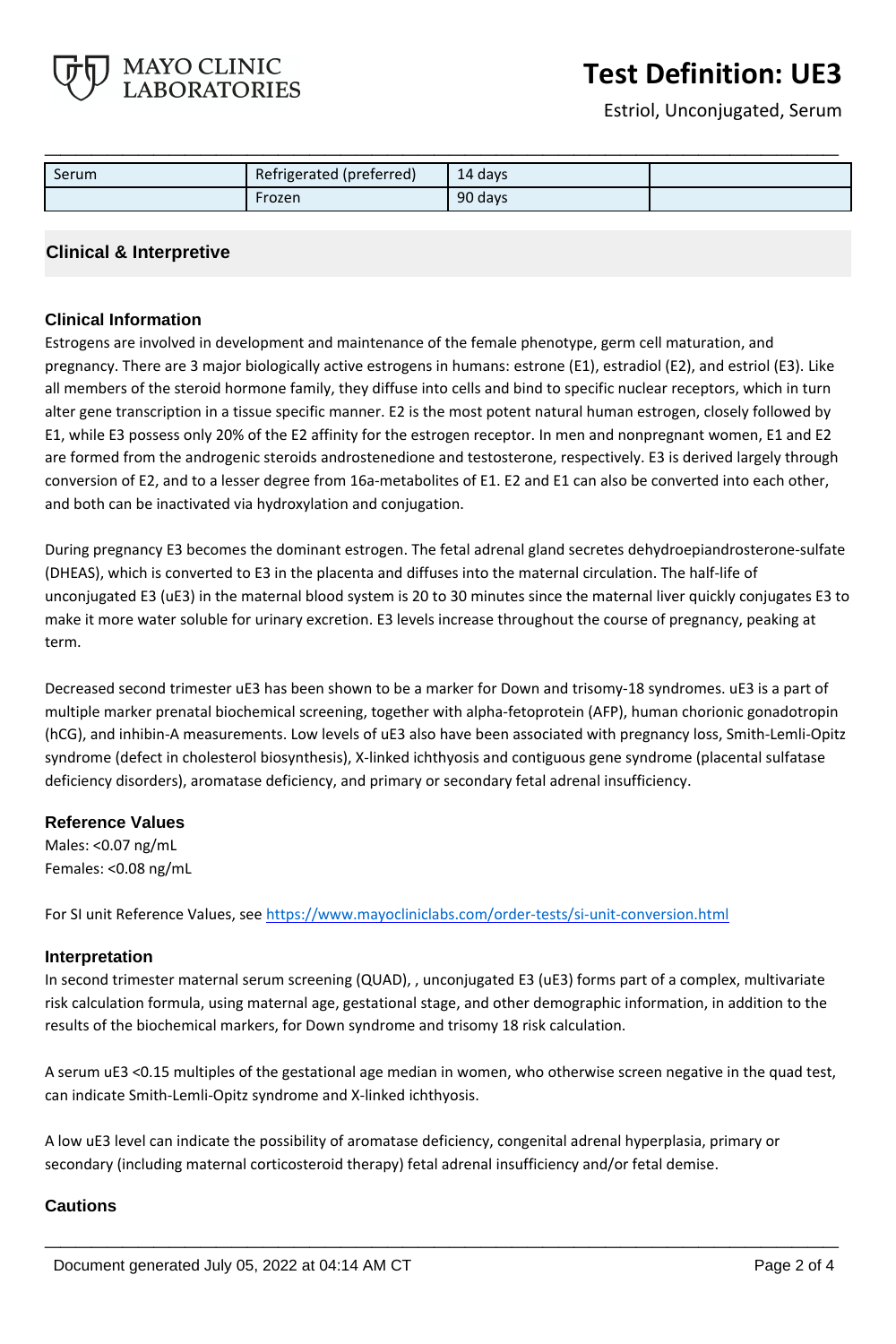| Serum | Refrigerated (preferred) | 14 days | |
|---|---|---|---|
| | Frozen | 90 days | |

## Clinical & Interpretive

### Clinical Information

Estrogens are involved in development and maintenance of the female phenotype, germ cell maturation, and pregnancy. There are 3 major biologically active estrogens in humans: estrone (E1), estradiol (E2), and estriol (E3). Like all members of the steroid hormone family, they diffuse into cells and bind to specific nuclear receptors, which in turn alter gene transcription in a tissue specific manner. E2 is the most potent natural human estrogen, closely followed by E1, while E3 possess only 20% of the E2 affinity for the estrogen receptor. In men and nonpregnant women, E1 and E2 are formed from the androgenic steroids androstenedione and testosterone, respectively. E3 is derived largely through conversion of E2, and to a lesser degree from 16a-metabolites of E1. E2 and E1 can also be converted into each other, and both can be inactivated via hydroxylation and conjugation.

During pregnancy E3 becomes the dominant estrogen. The fetal adrenal gland secretes dehydroepiandrosterone-sulfate (DHEAS), which is converted to E3 in the placenta and diffuses into the maternal circulation. The half-life of unconjugated E3 (uE3) in the maternal blood system is 20 to 30 minutes since the maternal liver quickly conjugates E3 to make it more water soluble for urinary excretion. E3 levels increase throughout the course of pregnancy, peaking at term.

Decreased second trimester uE3 has been shown to be a marker for Down and trisomy-18 syndromes. uE3 is a part of multiple marker prenatal biochemical screening, together with alpha-fetoprotein (AFP), human chorionic gonadotropin (hCG), and inhibin-A measurements. Low levels of uE3 also have been associated with pregnancy loss, Smith-Lemli-Opitz syndrome (defect in cholesterol biosynthesis), X-linked ichthyosis and contiguous gene syndrome (placental sulfatase deficiency disorders), aromatase deficiency, and primary or secondary fetal adrenal insufficiency.

### Reference Values

Males: <0.07 ng/mL
Females: <0.08 ng/mL

For SI unit Reference Values, see https://www.mayocliniclabs.com/order-tests/si-unit-conversion.html

### Interpretation

In second trimester maternal serum screening (QUAD), , unconjugated E3 (uE3) forms part of a complex, multivariate risk calculation formula, using maternal age, gestational stage, and other demographic information, in addition to the results of the biochemical markers, for Down syndrome and trisomy 18 risk calculation.

A serum uE3 <0.15 multiples of the gestational age median in women, who otherwise screen negative in the quad test, can indicate Smith-Lemli-Opitz syndrome and X-linked ichthyosis.

A low uE3 level can indicate the possibility of aromatase deficiency, congenital adrenal hyperplasia, primary or secondary (including maternal corticosteroid therapy) fetal adrenal insufficiency and/or fetal demise.

### Cautions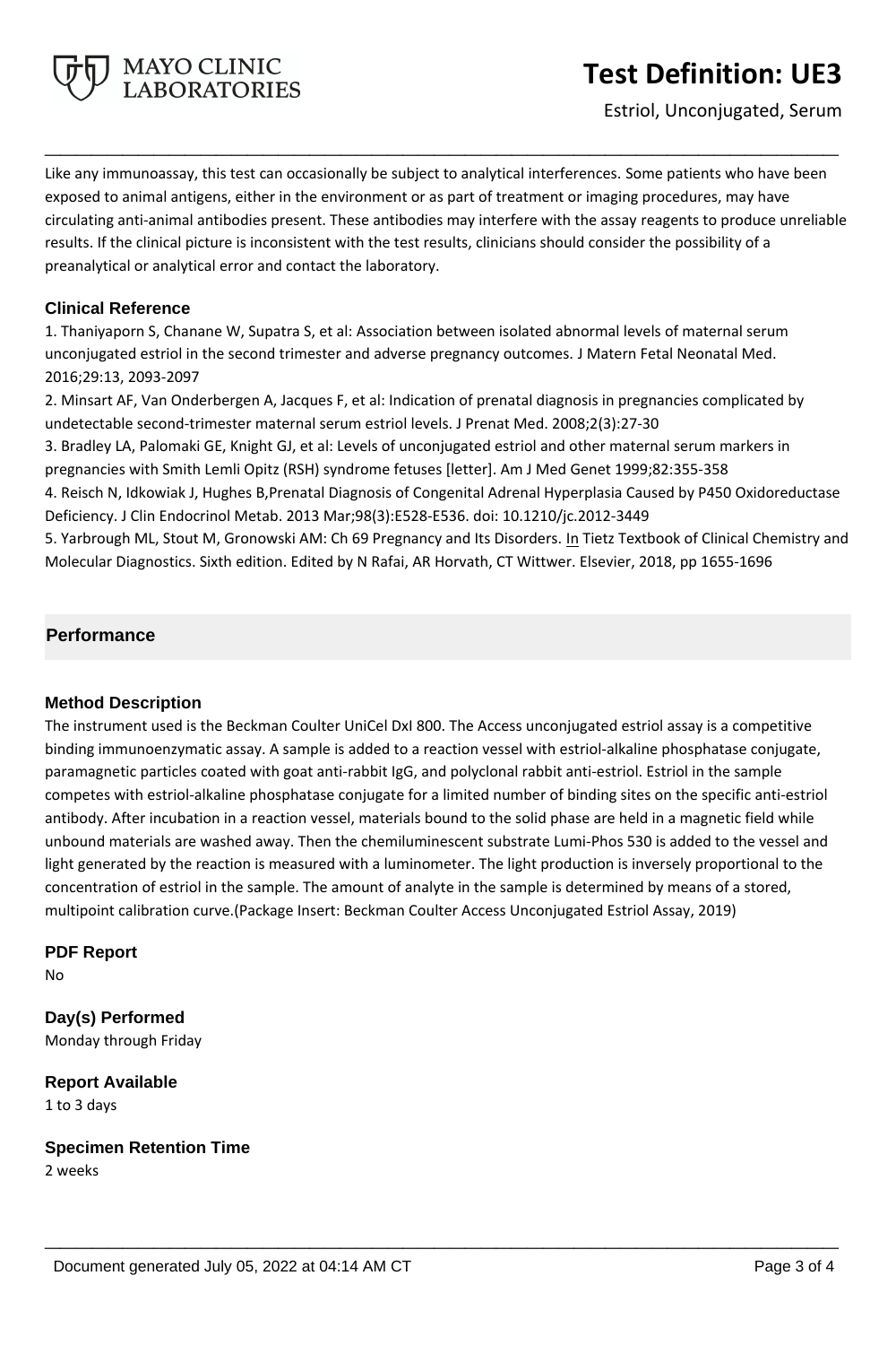Like any immunoassay, this test can occasionally be subject to analytical interferences. Some patients who have been exposed to animal antigens, either in the environment or as part of treatment or imaging procedures, may have circulating anti-animal antibodies present. These antibodies may interfere with the assay reagents to produce unreliable results. If the clinical picture is inconsistent with the test results, clinicians should consider the possibility of a preanalytical or analytical error and contact the laboratory.

### Clinical Reference

1. Thaniyaporn S, Chanane W, Supatra S, et al: Association between isolated abnormal levels of maternal serum unconjugated estriol in the second trimester and adverse pregnancy outcomes. J Matern Fetal Neonatal Med. 2016;29:13, 2093-2097
2. Minsart AF, Van Onderbergen A, Jacques F, et al: Indication of prenatal diagnosis in pregnancies complicated by undetectable second-trimester maternal serum estriol levels. J Prenat Med. 2008;2(3):27-30
3. Bradley LA, Palomaki GE, Knight GJ, et al: Levels of unconjugated estriol and other maternal serum markers in pregnancies with Smith Lemli Opitz (RSH) syndrome fetuses [letter]. Am J Med Genet 1999;82:355-358
4. Reisch N, Idkowiak J, Hughes B,Prenatal Diagnosis of Congenital Adrenal Hyperplasia Caused by P450 Oxidoreductase Deficiency. J Clin Endocrinol Metab. 2013 Mar;98(3):E528-E536. doi: 10.1210/jc.2012-3449
5. Yarbrough ML, Stout M, Gronowski AM: Ch 69 Pregnancy and Its Disorders. In Tietz Textbook of Clinical Chemistry and Molecular Diagnostics. Sixth edition. Edited by N Rafai, AR Horvath, CT Wittwer. Elsevier, 2018, pp 1655-1696

## Performance

### Method Description

The instrument used is the Beckman Coulter UniCel DxI 800. The Access unconjugated estriol assay is a competitive binding immunoenzymatic assay. A sample is added to a reaction vessel with estriol-alkaline phosphatase conjugate, paramagnetic particles coated with goat anti-rabbit IgG, and polyclonal rabbit anti-estriol. Estriol in the sample competes with estriol-alkaline phosphatase conjugate for a limited number of binding sites on the specific anti-estriol antibody. After incubation in a reaction vessel, materials bound to the solid phase are held in a magnetic field while unbound materials are washed away. Then the chemiluminescent substrate Lumi-Phos 530 is added to the vessel and light generated by the reaction is measured with a luminometer. The light production is inversely proportional to the concentration of estriol in the sample. The amount of analyte in the sample is determined by means of a stored, multipoint calibration curve.(Package Insert: Beckman Coulter Access Unconjugated Estriol Assay, 2019)

### PDF Report

No

### Day(s) Performed

Monday through Friday

### Report Available

1 to 3 days

### Specimen Retention Time

2 weeks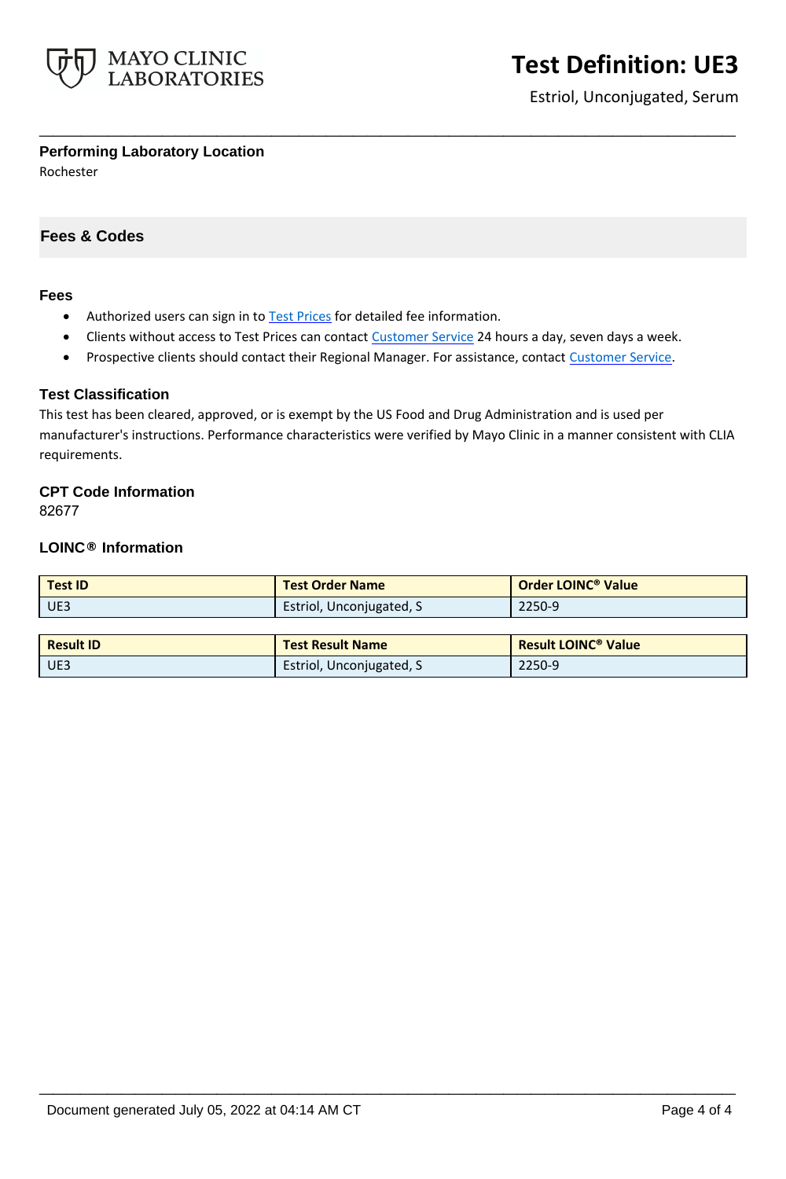**Performing Laboratory Location**

Rochester

## Fees & Codes

**Fees**

- Authorized users can sign in to Test Prices for detailed fee information.
- Clients without access to Test Prices can contact Customer Service 24 hours a day, seven days a week.
- Prospective clients should contact their Regional Manager. For assistance, contact Customer Service.

**Test Classification**

This test has been cleared, approved, or is exempt by the US Food and Drug Administration and is used per manufacturer's instructions. Performance characteristics were verified by Mayo Clinic in a manner consistent with CLIA requirements.

**CPT Code Information**

82677

**LOINC® Information**

| Test ID | Test Order Name | Order LOINC® Value |
| --- | --- | --- |
| UE3 | Estriol, Unconjugated, S | 2250-9 |

| Result ID | Test Result Name | Result LOINC® Value |
| --- | --- | --- |
| UE3 | Estriol, Unconjugated, S | 2250-9 |